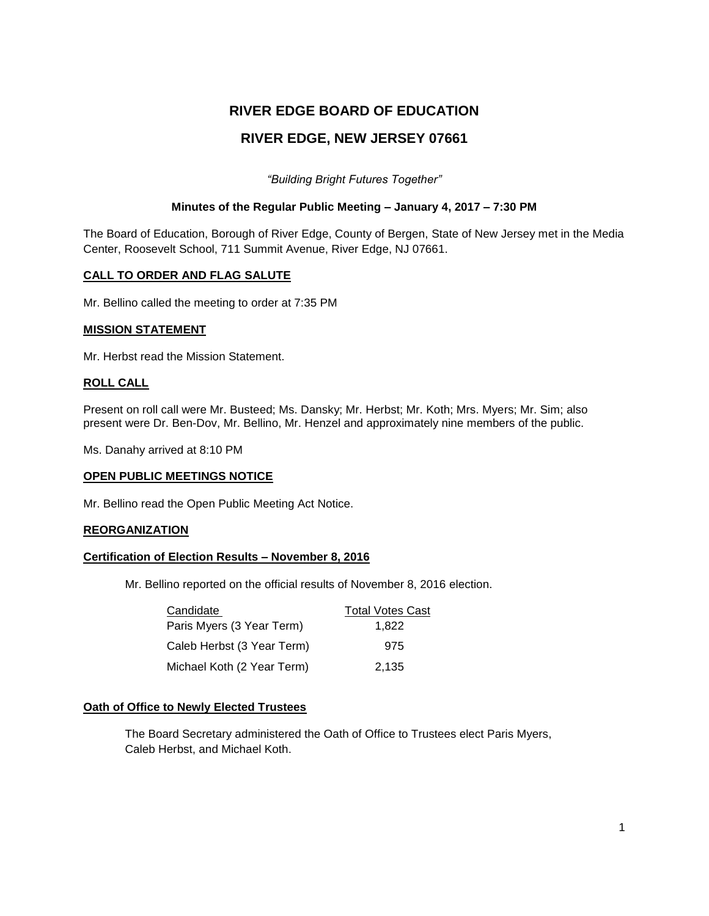# RIVER EDGE BOARD OF EDUCATION

# RIVER EDGE, NEW JERSEY 07661

*"Building Bright Futures Together"*

**Minutes of the Regular Public Meeting – January 4, 2017 – 7:30 PM**

The Board of Education, Borough of River Edge, County of Bergen, State of New Jersey met in the Media Center, Roosevelt School, 711 Summit Avenue, River Edge, NJ 07661.

**CALL TO ORDER AND FLAG SALUTE**

Mr. Bellino called the meeting to order at 7:35 PM

**MISSION STATEMENT**

Mr. Herbst read the Mission Statement.

**ROLL CALL**

Present on roll call were Mr. Busteed; Ms. Dansky; Mr. Herbst; Mr. Koth; Mrs. Myers; Mr. Sim; also present were Dr. Ben-Dov, Mr. Bellino, Mr. Henzel and approximately nine members of the public.

Ms. Danahy arrived at 8:10 PM

**OPEN PUBLIC MEETINGS NOTICE**

Mr. Bellino read the Open Public Meeting Act Notice.

**REORGANIZATION**

**Certification of Election Results – November 8, 2016**

Mr. Bellino reported on the official results of November 8, 2016 election.

| Candidate | Total Votes Cast |
|---|---|
| Paris Myers (3 Year Term) | 1,822 |
| Caleb Herbst (3 Year Term) | 975 |
| Michael Koth (2 Year Term) | 2,135 |

**Oath of Office to Newly Elected Trustees**

The Board Secretary administered the Oath of Office to Trustees elect Paris Myers, Caleb Herbst, and Michael Koth.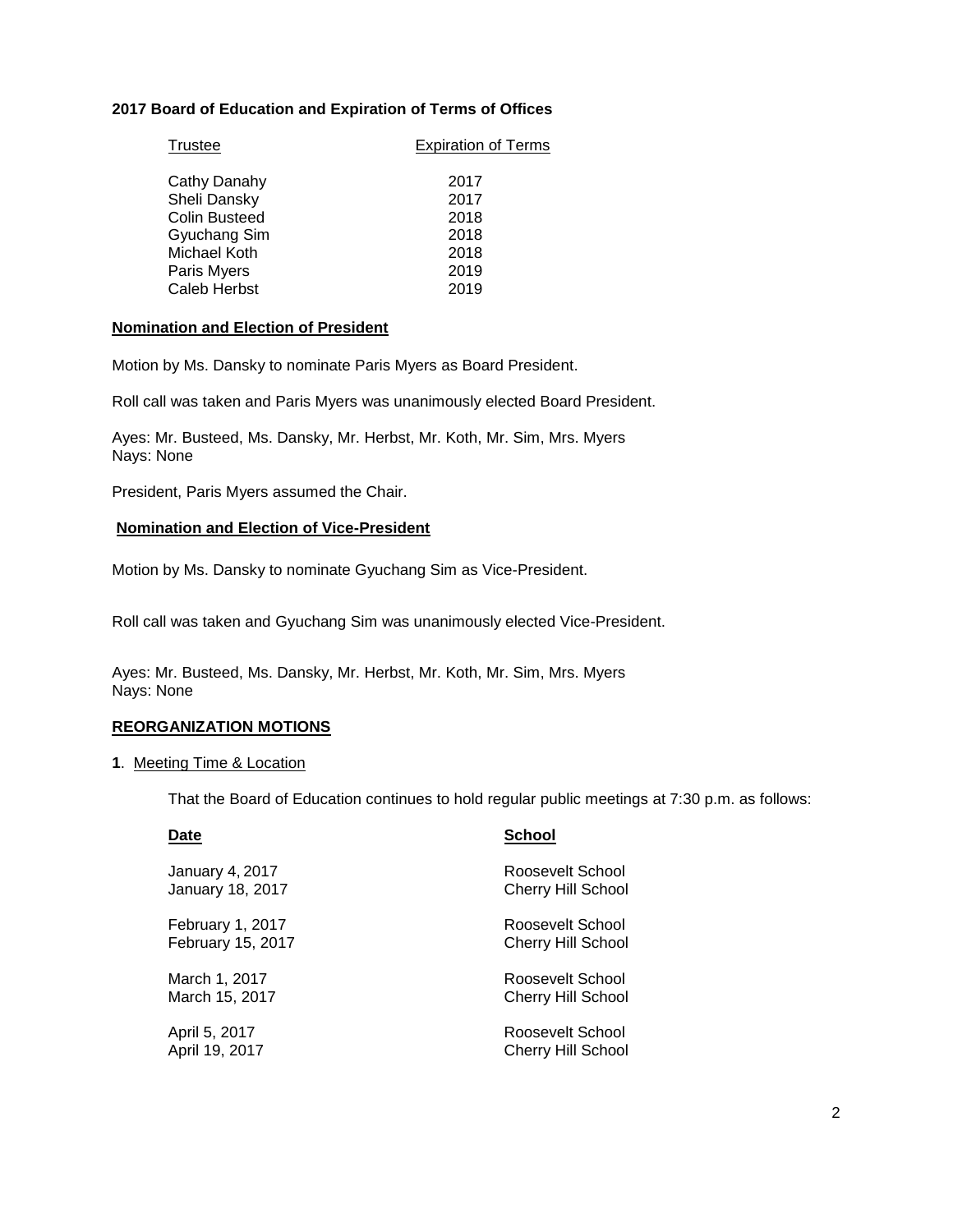**2017 Board of Education and Expiration of Terms of Offices**

| Trustee | Expiration of Terms |
| --- | --- |
| Cathy Danahy | 2017 |
| Sheli Dansky | 2017 |
| Colin Busteed | 2018 |
| Gyuchang Sim | 2018 |
| Michael Koth | 2018 |
| Paris Myers | 2019 |
| Caleb Herbst | 2019 |

**Nomination and Election of President**

Motion by Ms. Dansky to nominate Paris Myers as Board President.

Roll call was taken and Paris Myers was unanimously elected Board President.

Ayes: Mr. Busteed, Ms. Dansky, Mr. Herbst, Mr. Koth, Mr. Sim, Mrs. Myers
Nays: None

President, Paris Myers assumed the Chair.

**Nomination and Election of Vice-President**

Motion by Ms. Dansky to nominate Gyuchang Sim as Vice-President.

Roll call was taken and Gyuchang Sim was unanimously elected Vice-President.

Ayes: Mr. Busteed, Ms. Dansky, Mr. Herbst, Mr. Koth, Mr. Sim, Mrs. Myers
Nays: None

**REORGANIZATION MOTIONS**

**1**. Meeting Time & Location

That the Board of Education continues to hold regular public meetings at 7:30 p.m. as follows:

| Date | School |
| --- | --- |
| January 4, 2017 | Roosevelt School |
| January 18, 2017 | Cherry Hill School |
| February 1, 2017 | Roosevelt School |
| February 15, 2017 | Cherry Hill School |
| March 1, 2017 | Roosevelt School |
| March 15, 2017 | Cherry Hill School |
| April 5, 2017 | Roosevelt School |
| April 19, 2017 | Cherry Hill School |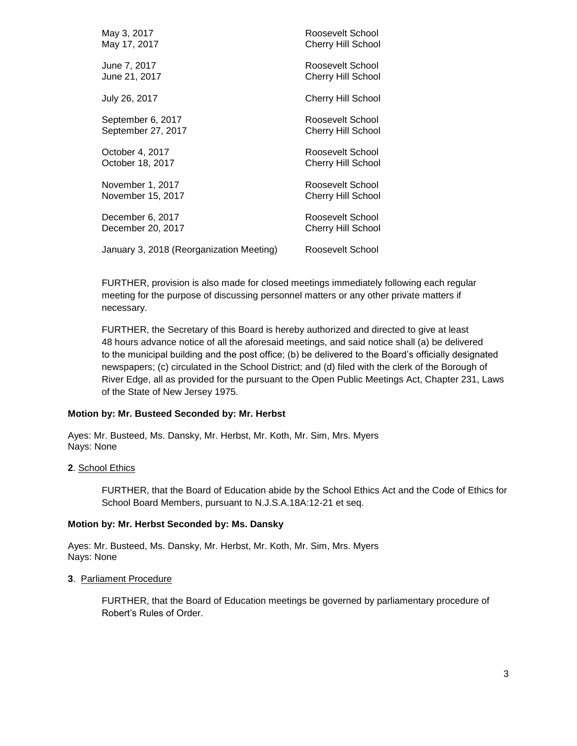| | |
|---|---|
| May 3, 2017 | Roosevelt School |
| May 17, 2017 | Cherry Hill School |
| June 7, 2017 | Roosevelt School |
| June 21, 2017 | Cherry Hill School |
| July 26, 2017 | Cherry Hill School |
| September 6, 2017 | Roosevelt School |
| September 27, 2017 | Cherry Hill School |
| October 4, 2017 | Roosevelt School |
| October 18, 2017 | Cherry Hill School |
| November 1, 2017 | Roosevelt School |
| November 15, 2017 | Cherry Hill School |
| December 6, 2017 | Roosevelt School |
| December 20, 2017 | Cherry Hill School |
| January 3, 2018 (Reorganization Meeting) | Roosevelt School |

FURTHER, provision is also made for closed meetings immediately following each regular meeting for the purpose of discussing personnel matters or any other private matters if necessary.

FURTHER, the Secretary of this Board is hereby authorized and directed to give at least 48 hours advance notice of all the aforesaid meetings, and said notice shall (a) be delivered to the municipal building and the post office; (b) be delivered to the Board's officially designated newspapers; (c) circulated in the School District; and (d) filed with the clerk of the Borough of River Edge, all as provided for the pursuant to the Open Public Meetings Act, Chapter 231, Laws of the State of New Jersey 1975.

**Motion by: Mr. Busteed Seconded by: Mr. Herbst**

Ayes: Mr. Busteed, Ms. Dansky, Mr. Herbst, Mr. Koth, Mr. Sim, Mrs. Myers
Nays: None

**2**. School Ethics

FURTHER, that the Board of Education abide by the School Ethics Act and the Code of Ethics for School Board Members, pursuant to N.J.S.A.18A:12-21 et seq.

**Motion by: Mr. Herbst Seconded by: Ms. Dansky**

Ayes: Mr. Busteed, Ms. Dansky, Mr. Herbst, Mr. Koth, Mr. Sim, Mrs. Myers
Nays: None

**3**. Parliament Procedure

FURTHER, that the Board of Education meetings be governed by parliamentary procedure of Robert's Rules of Order.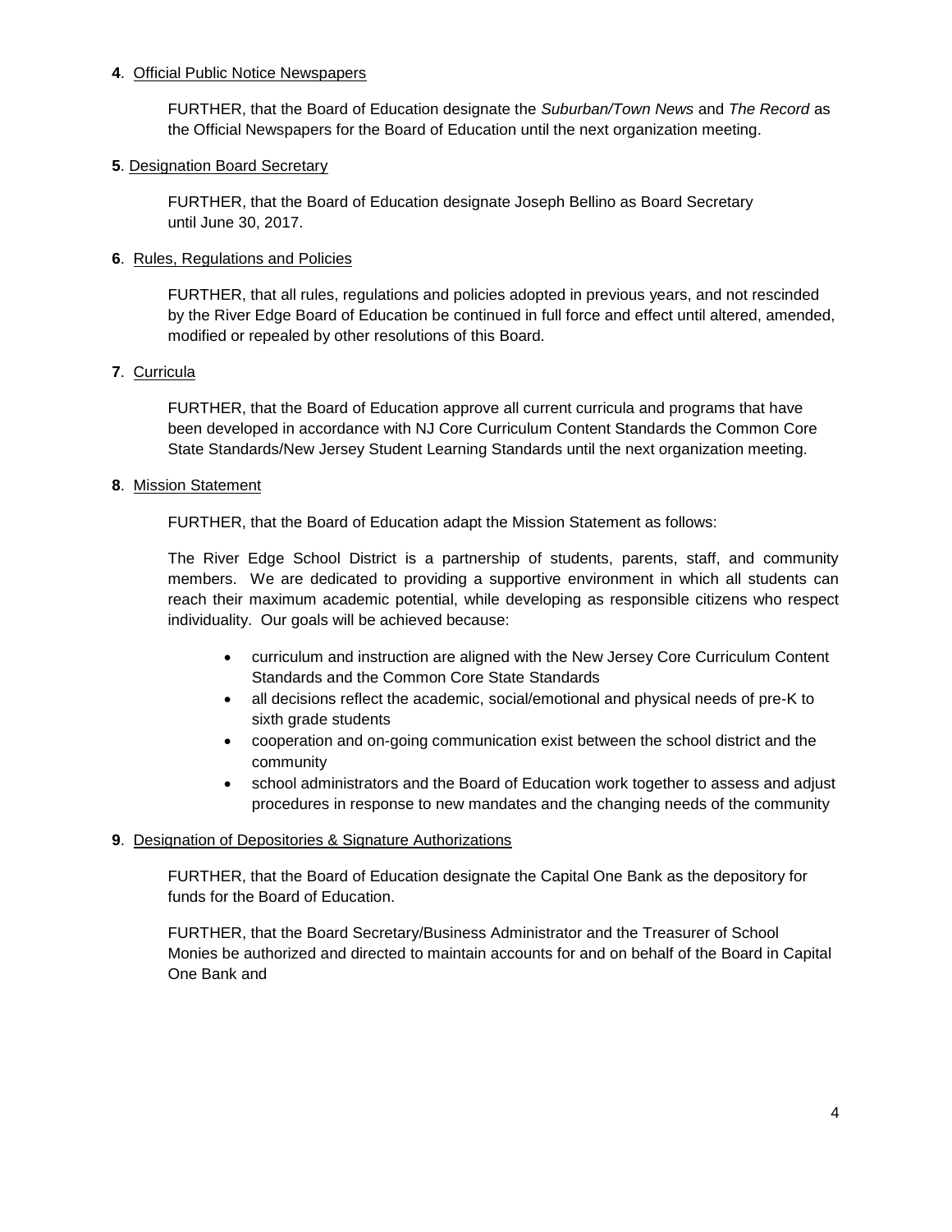**4**. Official Public Notice Newspapers

FURTHER, that the Board of Education designate the *Suburban/Town News* and *The Record* as the Official Newspapers for the Board of Education until the next organization meeting.

**5**. Designation Board Secretary

FURTHER, that the Board of Education designate Joseph Bellino as Board Secretary until June 30, 2017.

**6**. Rules, Regulations and Policies

FURTHER, that all rules, regulations and policies adopted in previous years, and not rescinded by the River Edge Board of Education be continued in full force and effect until altered, amended, modified or repealed by other resolutions of this Board.

**7**. Curricula

FURTHER, that the Board of Education approve all current curricula and programs that have been developed in accordance with NJ Core Curriculum Content Standards the Common Core State Standards/New Jersey Student Learning Standards until the next organization meeting.

**8**. Mission Statement

FURTHER, that the Board of Education adapt the Mission Statement as follows:

The River Edge School District is a partnership of students, parents, staff, and community members. We are dedicated to providing a supportive environment in which all students can reach their maximum academic potential, while developing as responsible citizens who respect individuality. Our goals will be achieved because:

- curriculum and instruction are aligned with the New Jersey Core Curriculum Content Standards and the Common Core State Standards
- all decisions reflect the academic, social/emotional and physical needs of pre-K to sixth grade students
- cooperation and on-going communication exist between the school district and the community
- school administrators and the Board of Education work together to assess and adjust procedures in response to new mandates and the changing needs of the community

**9**. Designation of Depositories & Signature Authorizations

FURTHER, that the Board of Education designate the Capital One Bank as the depository for funds for the Board of Education.

FURTHER, that the Board Secretary/Business Administrator and the Treasurer of School Monies be authorized and directed to maintain accounts for and on behalf of the Board in Capital One Bank and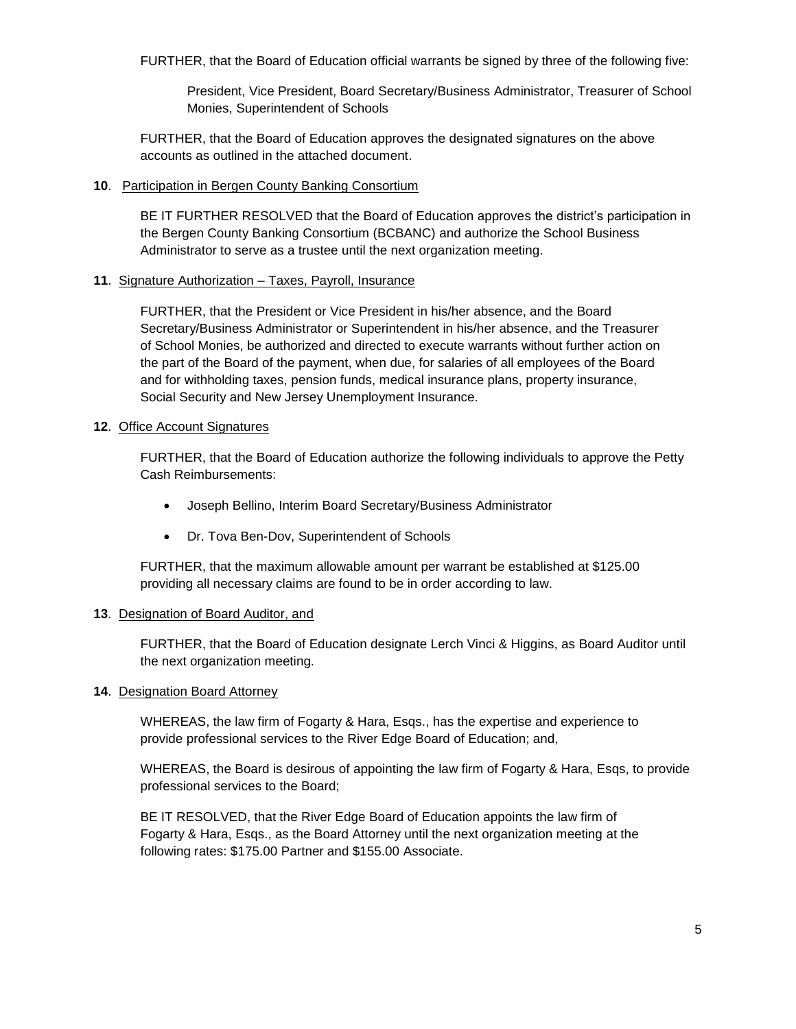FURTHER, that the Board of Education official warrants be signed by three of the following five:

> President, Vice President, Board Secretary/Business Administrator, Treasurer of School Monies, Superintendent of Schools

FURTHER, that the Board of Education approves the designated signatures on the above accounts as outlined in the attached document.

**10**. Participation in Bergen County Banking Consortium

BE IT FURTHER RESOLVED that the Board of Education approves the district's participation in the Bergen County Banking Consortium (BCBANC) and authorize the School Business Administrator to serve as a trustee until the next organization meeting.

**11**. Signature Authorization – Taxes, Payroll, Insurance

FURTHER, that the President or Vice President in his/her absence, and the Board Secretary/Business Administrator or Superintendent in his/her absence, and the Treasurer of School Monies, be authorized and directed to execute warrants without further action on the part of the Board of the payment, when due, for salaries of all employees of the Board and for withholding taxes, pension funds, medical insurance plans, property insurance, Social Security and New Jersey Unemployment Insurance.

**12**. Office Account Signatures

FURTHER, that the Board of Education authorize the following individuals to approve the Petty Cash Reimbursements:

- Joseph Bellino, Interim Board Secretary/Business Administrator
- Dr. Tova Ben-Dov, Superintendent of Schools

FURTHER, that the maximum allowable amount per warrant be established at $125.00 providing all necessary claims are found to be in order according to law.

**13**. Designation of Board Auditor, and

FURTHER, that the Board of Education designate Lerch Vinci & Higgins, as Board Auditor until the next organization meeting.

**14**. Designation Board Attorney

WHEREAS, the law firm of Fogarty & Hara, Esqs., has the expertise and experience to provide professional services to the River Edge Board of Education; and,

WHEREAS, the Board is desirous of appointing the law firm of Fogarty & Hara, Esqs, to provide professional services to the Board;

BE IT RESOLVED, that the River Edge Board of Education appoints the law firm of Fogarty & Hara, Esqs., as the Board Attorney until the next organization meeting at the following rates: $175.00 Partner and $155.00 Associate.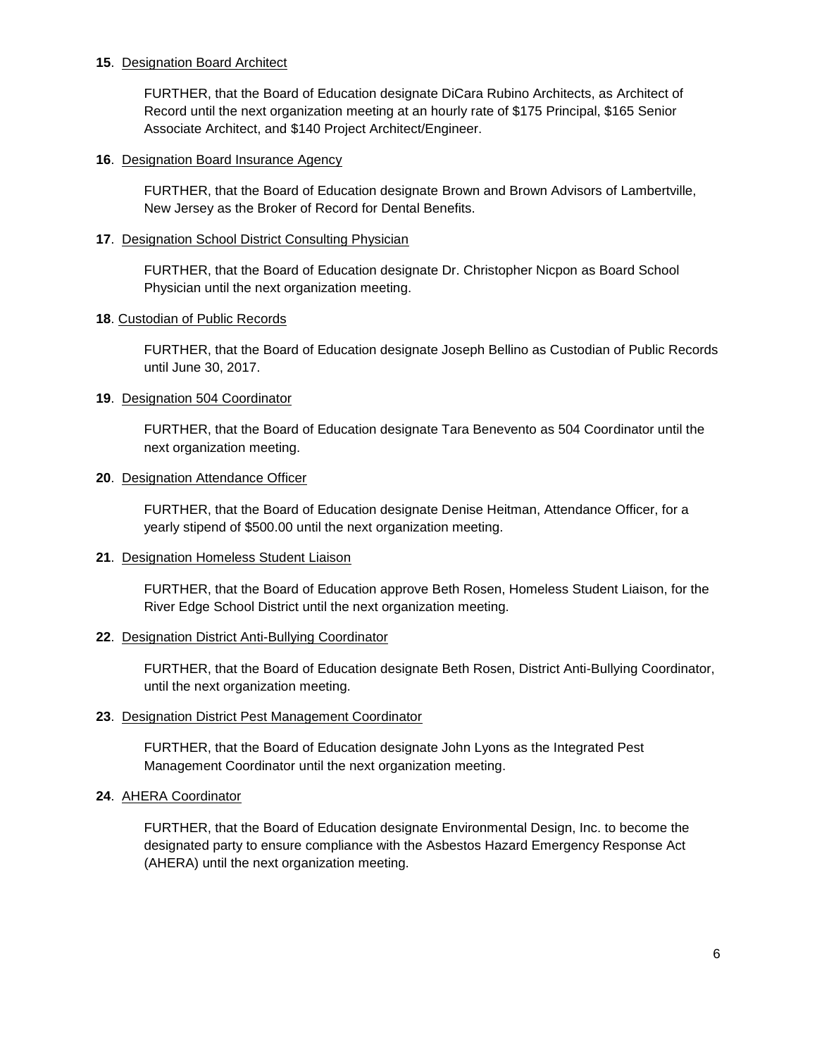**15**. <u>Designation Board Architect</u>

FURTHER, that the Board of Education designate DiCara Rubino Architects, as Architect of Record until the next organization meeting at an hourly rate of $175 Principal, $165 Senior Associate Architect, and $140 Project Architect/Engineer.

**16**. <u>Designation Board Insurance Agency</u>

FURTHER, that the Board of Education designate Brown and Brown Advisors of Lambertville, New Jersey as the Broker of Record for Dental Benefits.

**17**. <u>Designation School District Consulting Physician</u>

FURTHER, that the Board of Education designate Dr. Christopher Nicpon as Board School Physician until the next organization meeting.

**18**. <u>Custodian of Public Records</u>

FURTHER, that the Board of Education designate Joseph Bellino as Custodian of Public Records until June 30, 2017.

**19**. <u>Designation 504 Coordinator</u>

FURTHER, that the Board of Education designate Tara Benevento as 504 Coordinator until the next organization meeting.

**20**. <u>Designation Attendance Officer</u>

FURTHER, that the Board of Education designate Denise Heitman, Attendance Officer, for a yearly stipend of $500.00 until the next organization meeting.

**21**. <u>Designation Homeless Student Liaison</u>

FURTHER, that the Board of Education approve Beth Rosen, Homeless Student Liaison, for the River Edge School District until the next organization meeting.

**22**. <u>Designation District Anti-Bullying Coordinator</u>

FURTHER, that the Board of Education designate Beth Rosen, District Anti-Bullying Coordinator, until the next organization meeting.

**23**. <u>Designation District Pest Management Coordinator</u>

FURTHER, that the Board of Education designate John Lyons as the Integrated Pest Management Coordinator until the next organization meeting.

**24**. <u>AHERA Coordinator</u>

FURTHER, that the Board of Education designate Environmental Design, Inc. to become the designated party to ensure compliance with the Asbestos Hazard Emergency Response Act (AHERA) until the next organization meeting.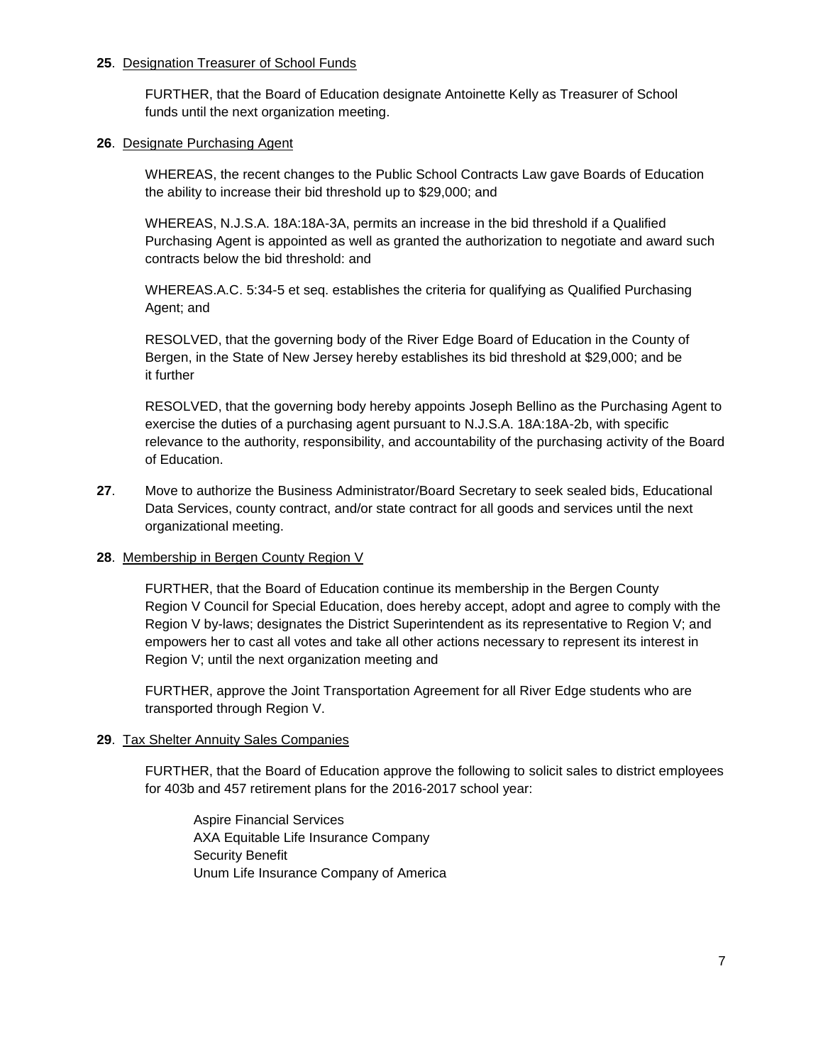**25**. Designation Treasurer of School Funds

FURTHER, that the Board of Education designate Antoinette Kelly as Treasurer of School funds until the next organization meeting.

**26**. Designate Purchasing Agent

WHEREAS, the recent changes to the Public School Contracts Law gave Boards of Education the ability to increase their bid threshold up to $29,000; and

WHEREAS, N.J.S.A. 18A:18A-3A, permits an increase in the bid threshold if a Qualified Purchasing Agent is appointed as well as granted the authorization to negotiate and award such contracts below the bid threshold: and

WHEREAS.A.C. 5:34-5 et seq. establishes the criteria for qualifying as Qualified Purchasing Agent; and

RESOLVED, that the governing body of the River Edge Board of Education in the County of Bergen, in the State of New Jersey hereby establishes its bid threshold at $29,000; and be it further

RESOLVED, that the governing body hereby appoints Joseph Bellino as the Purchasing Agent to exercise the duties of a purchasing agent pursuant to N.J.S.A. 18A:18A-2b, with specific relevance to the authority, responsibility, and accountability of the purchasing activity of the Board of Education.

**27**. Move to authorize the Business Administrator/Board Secretary to seek sealed bids, Educational Data Services, county contract, and/or state contract for all goods and services until the next organizational meeting.

**28**. Membership in Bergen County Region V

FURTHER, that the Board of Education continue its membership in the Bergen County Region V Council for Special Education, does hereby accept, adopt and agree to comply with the Region V by-laws; designates the District Superintendent as its representative to Region V; and empowers her to cast all votes and take all other actions necessary to represent its interest in Region V; until the next organization meeting and

FURTHER, approve the Joint Transportation Agreement for all River Edge students who are transported through Region V.

**29**. Tax Shelter Annuity Sales Companies

FURTHER, that the Board of Education approve the following to solicit sales to district employees for 403b and 457 retirement plans for the 2016-2017 school year:

Aspire Financial Services
AXA Equitable Life Insurance Company
Security Benefit
Unum Life Insurance Company of America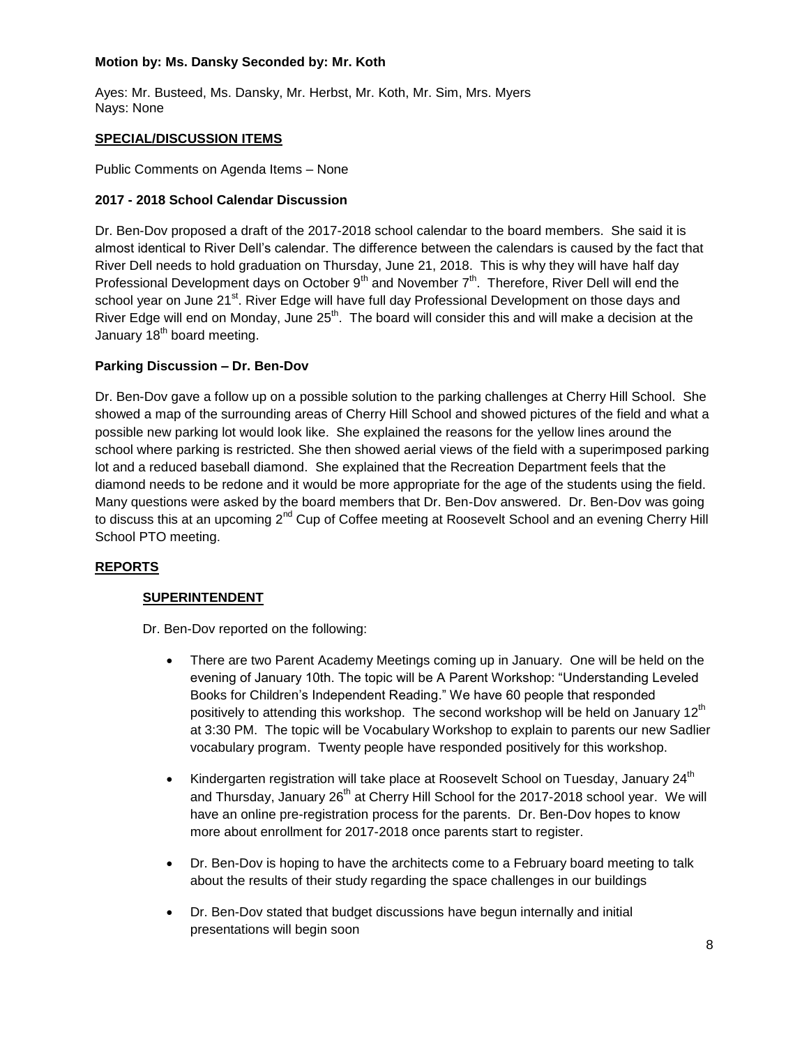**Motion by: Ms. Dansky Seconded by: Mr. Koth**

Ayes: Mr. Busteed, Ms. Dansky, Mr. Herbst, Mr. Koth, Mr. Sim, Mrs. Myers
Nays: None

## SPECIAL/DISCUSSION ITEMS

Public Comments on Agenda Items – None

### 2017 - 2018 School Calendar Discussion

Dr. Ben-Dov proposed a draft of the 2017-2018 school calendar to the board members. She said it is almost identical to River Dell's calendar. The difference between the calendars is caused by the fact that River Dell needs to hold graduation on Thursday, June 21, 2018. This is why they will have half day Professional Development days on October 9th and November 7th. Therefore, River Dell will end the school year on June 21st. River Edge will have full day Professional Development on those days and River Edge will end on Monday, June 25th. The board will consider this and will make a decision at the January 18th board meeting.

### Parking Discussion – Dr. Ben-Dov

Dr. Ben-Dov gave a follow up on a possible solution to the parking challenges at Cherry Hill School. She showed a map of the surrounding areas of Cherry Hill School and showed pictures of the field and what a possible new parking lot would look like. She explained the reasons for the yellow lines around the school where parking is restricted. She then showed aerial views of the field with a superimposed parking lot and a reduced baseball diamond. She explained that the Recreation Department feels that the diamond needs to be redone and it would be more appropriate for the age of the students using the field. Many questions were asked by the board members that Dr. Ben-Dov answered. Dr. Ben-Dov was going to discuss this at an upcoming 2nd Cup of Coffee meeting at Roosevelt School and an evening Cherry Hill School PTO meeting.

## REPORTS

### SUPERINTENDENT

Dr. Ben-Dov reported on the following:

- There are two Parent Academy Meetings coming up in January. One will be held on the evening of January 10th. The topic will be A Parent Workshop: "Understanding Leveled Books for Children's Independent Reading." We have 60 people that responded positively to attending this workshop. The second workshop will be held on January 12th at 3:30 PM. The topic will be Vocabulary Workshop to explain to parents our new Sadlier vocabulary program. Twenty people have responded positively for this workshop.
- Kindergarten registration will take place at Roosevelt School on Tuesday, January 24th and Thursday, January 26th at Cherry Hill School for the 2017-2018 school year. We will have an online pre-registration process for the parents. Dr. Ben-Dov hopes to know more about enrollment for 2017-2018 once parents start to register.
- Dr. Ben-Dov is hoping to have the architects come to a February board meeting to talk about the results of their study regarding the space challenges in our buildings
- Dr. Ben-Dov stated that budget discussions have begun internally and initial presentations will begin soon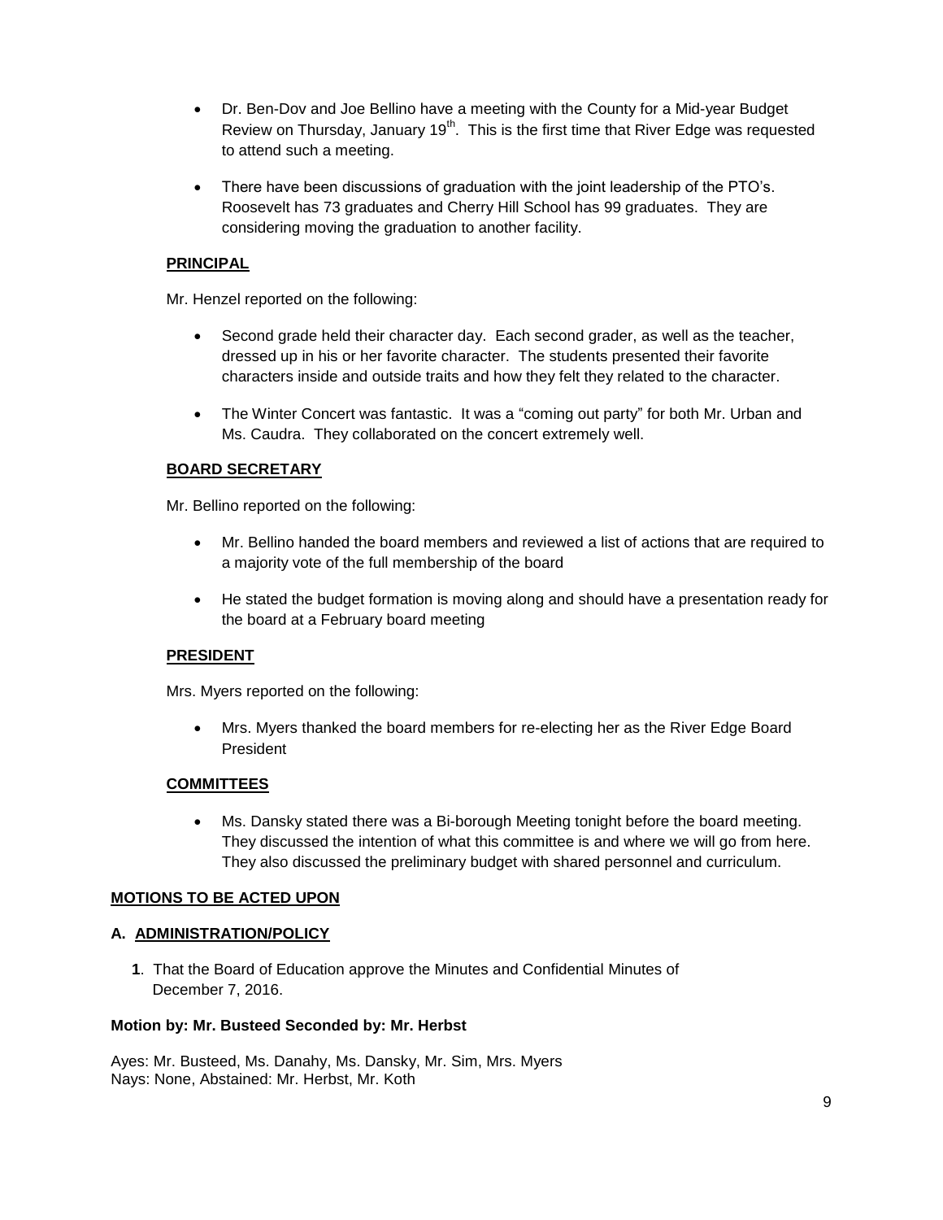- Dr. Ben-Dov and Joe Bellino have a meeting with the County for a Mid-year Budget Review on Thursday, January 19th. This is the first time that River Edge was requested to attend such a meeting.
- There have been discussions of graduation with the joint leadership of the PTO's. Roosevelt has 73 graduates and Cherry Hill School has 99 graduates. They are considering moving the graduation to another facility.

**PRINCIPAL**

Mr. Henzel reported on the following:

- Second grade held their character day. Each second grader, as well as the teacher, dressed up in his or her favorite character. The students presented their favorite characters inside and outside traits and how they felt they related to the character.
- The Winter Concert was fantastic. It was a "coming out party" for both Mr. Urban and Ms. Caudra. They collaborated on the concert extremely well.

**BOARD SECRETARY**

Mr. Bellino reported on the following:

- Mr. Bellino handed the board members and reviewed a list of actions that are required to a majority vote of the full membership of the board
- He stated the budget formation is moving along and should have a presentation ready for the board at a February board meeting

**PRESIDENT**

Mrs. Myers reported on the following:

- Mrs. Myers thanked the board members for re-electing her as the River Edge Board President

**COMMITTEES**

- Ms. Dansky stated there was a Bi-borough Meeting tonight before the board meeting. They discussed the intention of what this committee is and where we will go from here. They also discussed the preliminary budget with shared personnel and curriculum.

**MOTIONS TO BE ACTED UPON**

**A. ADMINISTRATION/POLICY**

**1**. That the Board of Education approve the Minutes and Confidential Minutes of December 7, 2016.

**Motion by: Mr. Busteed Seconded by: Mr. Herbst**

Ayes: Mr. Busteed, Ms. Danahy, Ms. Dansky, Mr. Sim, Mrs. Myers
Nays: None, Abstained: Mr. Herbst, Mr. Koth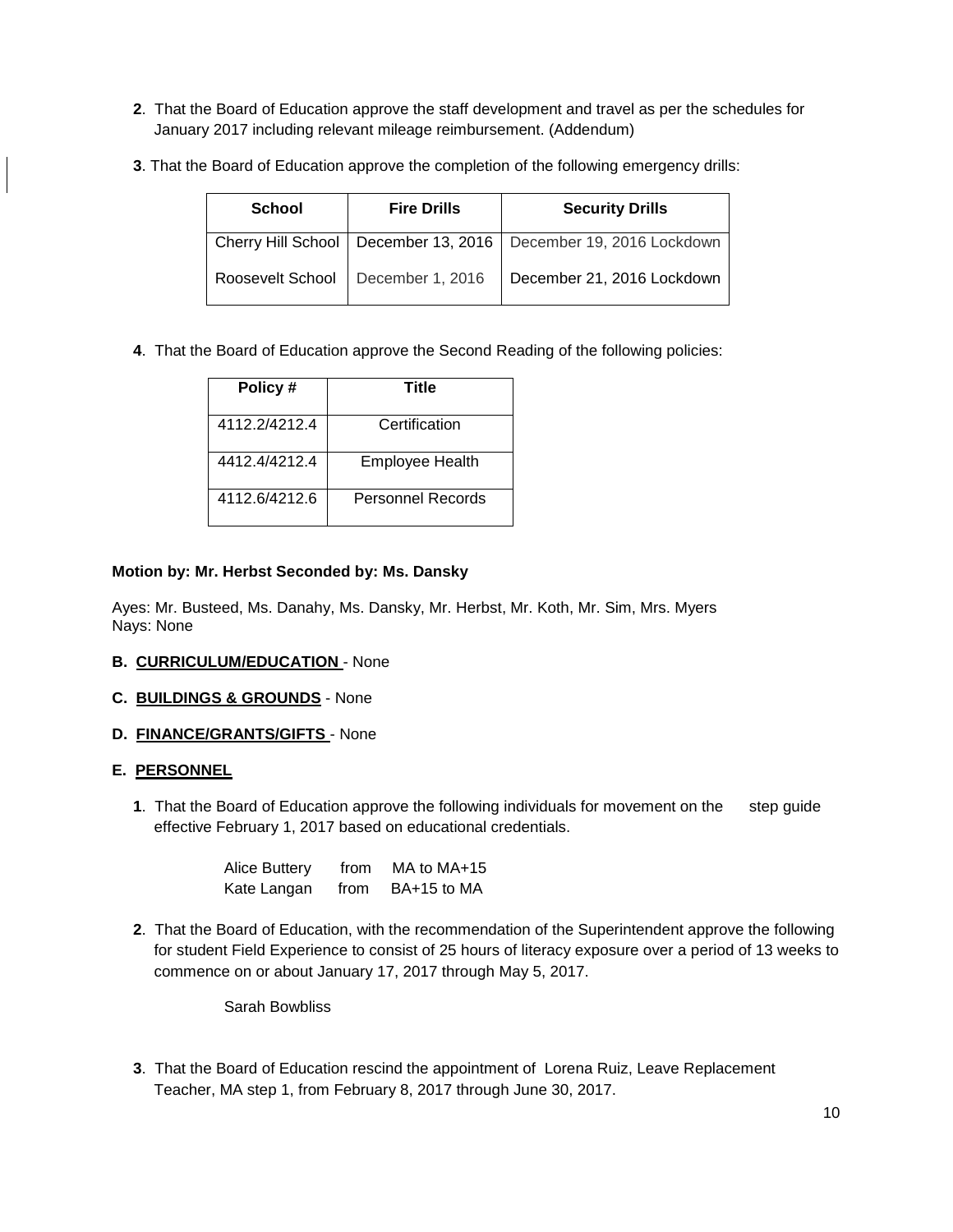**2**. That the Board of Education approve the staff development and travel as per the schedules for January 2017 including relevant mileage reimbursement. (Addendum)

**3**. That the Board of Education approve the completion of the following emergency drills:

| School | Fire Drills | Security Drills |
|---|---|---|
| Cherry Hill School | December 13, 2016 | December 19, 2016 Lockdown |
| Roosevelt School | December 1, 2016 | December 21, 2016 Lockdown |

**4**. That the Board of Education approve the Second Reading of the following policies:

| Policy # | Title |
|---|---|
| 4112.2/4212.4 | Certification |
| 4412.4/4212.4 | Employee Health |
| 4112.6/4212.6 | Personnel Records |

**Motion by: Mr. Herbst Seconded by: Ms. Dansky**

Ayes: Mr. Busteed, Ms. Danahy, Ms. Dansky, Mr. Herbst, Mr. Koth, Mr. Sim, Mrs. Myers
Nays: None

**B. <u>CURRICULUM/EDUCATION</u>** - None

**C. <u>BUILDINGS & GROUNDS</u>** - None

**D. <u>FINANCE/GRANTS/GIFTS</u>** - None

**E. <u>PERSONNEL</u>**

**1**. That the Board of Education approve the following individuals for movement on the step guide effective February 1, 2017 based on educational credentials.

Alice Buttery from MA to MA+15
Kate Langan from BA+15 to MA

**2**. That the Board of Education, with the recommendation of the Superintendent approve the following for student Field Experience to consist of 25 hours of literacy exposure over a period of 13 weeks to commence on or about January 17, 2017 through May 5, 2017.

Sarah Bowbliss

**3**. That the Board of Education rescind the appointment of Lorena Ruiz, Leave Replacement Teacher, MA step 1, from February 8, 2017 through June 30, 2017.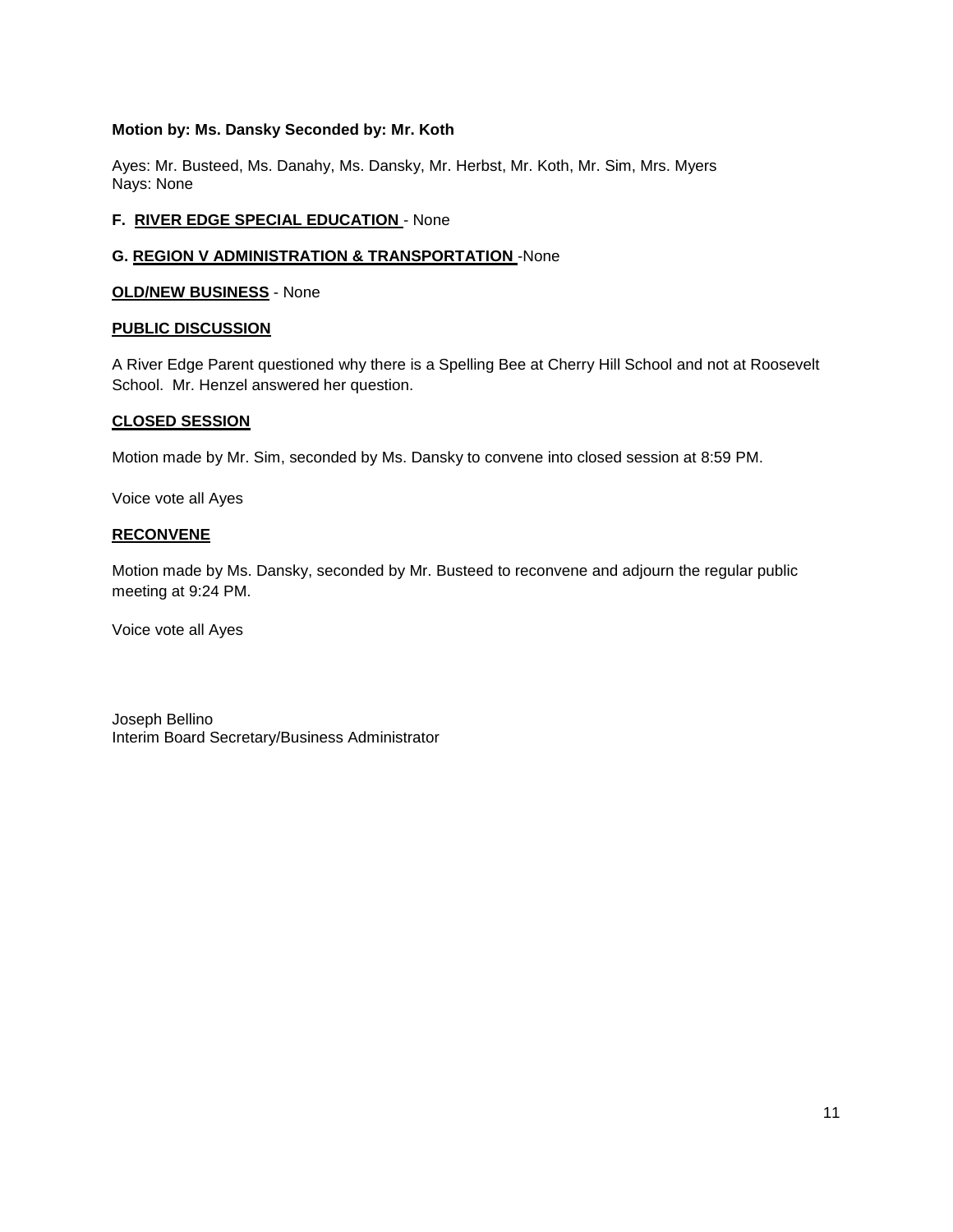**Motion by: Ms. Dansky Seconded by: Mr. Koth**

Ayes: Mr. Busteed, Ms. Danahy, Ms. Dansky, Mr. Herbst, Mr. Koth, Mr. Sim, Mrs. Myers
Nays: None

**F. RIVER EDGE SPECIAL EDUCATION** - None

**G. REGION V ADMINISTRATION & TRANSPORTATION** -None

**OLD/NEW BUSINESS** - None

**PUBLIC DISCUSSION**

A River Edge Parent questioned why there is a Spelling Bee at Cherry Hill School and not at Roosevelt School. Mr. Henzel answered her question.

**CLOSED SESSION**

Motion made by Mr. Sim, seconded by Ms. Dansky to convene into closed session at 8:59 PM.

Voice vote all Ayes

**RECONVENE**

Motion made by Ms. Dansky, seconded by Mr. Busteed to reconvene and adjourn the regular public meeting at 9:24 PM.

Voice vote all Ayes

Joseph Bellino
Interim Board Secretary/Business Administrator